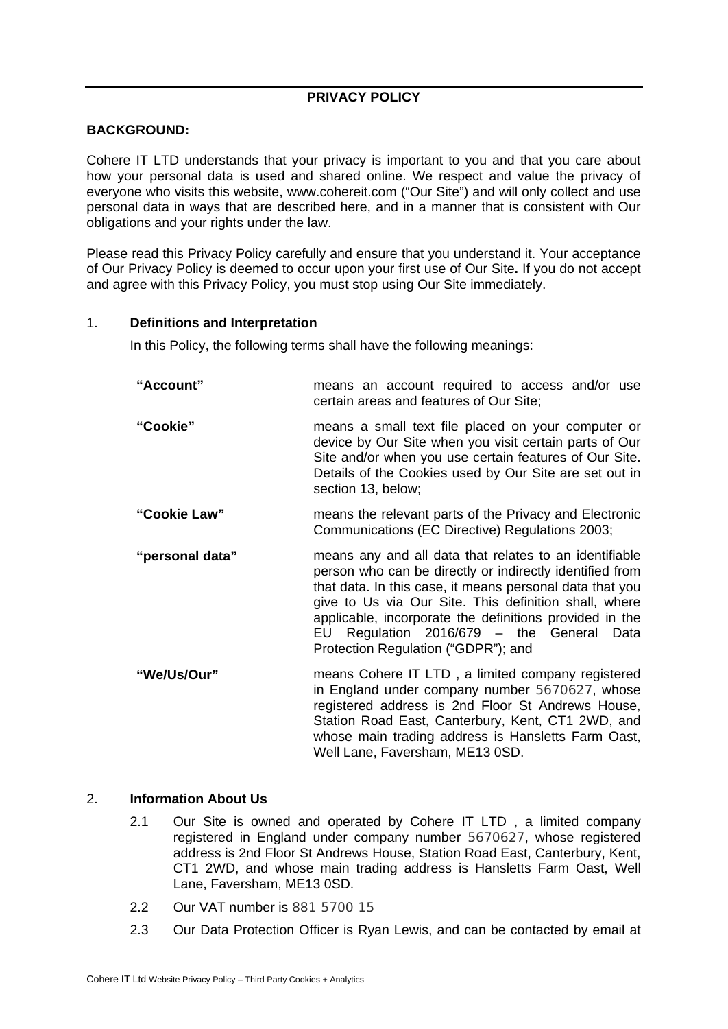# PRIVACY POLICY

**BACKGROUND:**

Cohere IT LTD understands that your privacy is important to you and that you care about how your personal data is used and shared online. We respect and value the privacy of everyone who visits this website, www.cohereit.com ("Our Site") and will only collect and use personal data in ways that are described here, and in a manner that is consistent with Our obligations and your rights under the law.

Please read this Privacy Policy carefully and ensure that you understand it. Your acceptance of Our Privacy Policy is deemed to occur upon your first use of Our Site**.** If you do not accept and agree with this Privacy Policy, you must stop using Our Site immediately.

## 1. Definitions and Interpretation

In this Policy, the following terms shall have the following meanings:

| | |
|---|---|
| **"Account"** | means an account required to access and/or use certain areas and features of Our Site; |
| **"Cookie"** | means a small text file placed on your computer or device by Our Site when you visit certain parts of Our Site and/or when you use certain features of Our Site. Details of the Cookies used by Our Site are set out in section 13, below; |
| **"Cookie Law"** | means the relevant parts of the Privacy and Electronic Communications (EC Directive) Regulations 2003; |
| **"personal data"** | means any and all data that relates to an identifiable person who can be directly or indirectly identified from that data. In this case, it means personal data that you give to Us via Our Site. This definition shall, where applicable, incorporate the definitions provided in the EU Regulation 2016/679 – the General Data Protection Regulation ("GDPR"); and |
| **"We/Us/Our"** | means Cohere IT LTD , a limited company registered in England under company number 5670627, whose registered address is 2nd Floor St Andrews House, Station Road East, Canterbury, Kent, CT1 2WD, and whose main trading address is Hansletts Farm Oast, Well Lane, Faversham, ME13 0SD. |

## 2. Information About Us

2.1 Our Site is owned and operated by Cohere IT LTD , a limited company registered in England under company number 5670627, whose registered address is 2nd Floor St Andrews House, Station Road East, Canterbury, Kent, CT1 2WD, and whose main trading address is Hansletts Farm Oast, Well Lane, Faversham, ME13 0SD.

2.2 Our VAT number is 881 5700 15

2.3 Our Data Protection Officer is Ryan Lewis, and can be contacted by email at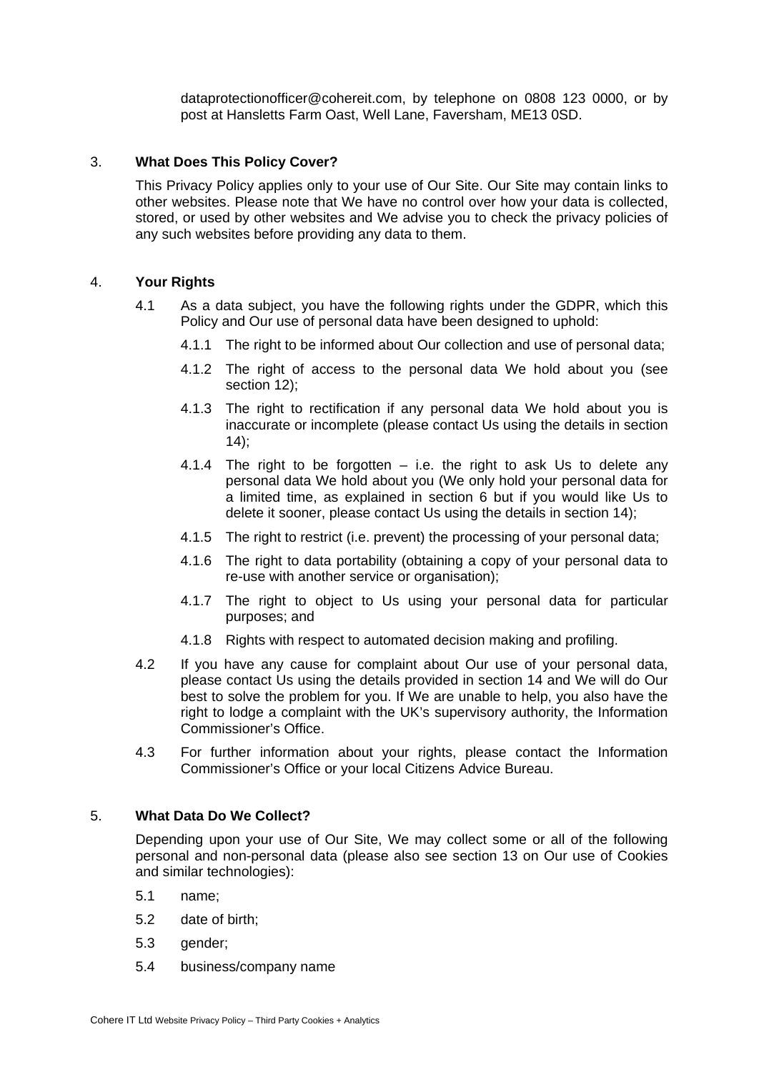dataprotectionofficer@cohereit.com, by telephone on 0808 123 0000, or by post at Hansletts Farm Oast, Well Lane, Faversham, ME13 0SD.

## 3. What Does This Policy Cover?

This Privacy Policy applies only to your use of Our Site. Our Site may contain links to other websites. Please note that We have no control over how your data is collected, stored, or used by other websites and We advise you to check the privacy policies of any such websites before providing any data to them.

## 4. Your Rights

4.1 As a data subject, you have the following rights under the GDPR, which this Policy and Our use of personal data have been designed to uphold:

4.1.1 The right to be informed about Our collection and use of personal data;

4.1.2 The right of access to the personal data We hold about you (see section 12);

4.1.3 The right to rectification if any personal data We hold about you is inaccurate or incomplete (please contact Us using the details in section 14);

4.1.4 The right to be forgotten – i.e. the right to ask Us to delete any personal data We hold about you (We only hold your personal data for a limited time, as explained in section 6 but if you would like Us to delete it sooner, please contact Us using the details in section 14);

4.1.5 The right to restrict (i.e. prevent) the processing of your personal data;

4.1.6 The right to data portability (obtaining a copy of your personal data to re-use with another service or organisation);

4.1.7 The right to object to Us using your personal data for particular purposes; and

4.1.8 Rights with respect to automated decision making and profiling.

4.2 If you have any cause for complaint about Our use of your personal data, please contact Us using the details provided in section 14 and We will do Our best to solve the problem for you. If We are unable to help, you also have the right to lodge a complaint with the UK's supervisory authority, the Information Commissioner's Office.

4.3 For further information about your rights, please contact the Information Commissioner's Office or your local Citizens Advice Bureau.

## 5. What Data Do We Collect?

Depending upon your use of Our Site, We may collect some or all of the following personal and non-personal data (please also see section 13 on Our use of Cookies and similar technologies):

5.1 name;

5.2 date of birth;

5.3 gender;

5.4 business/company name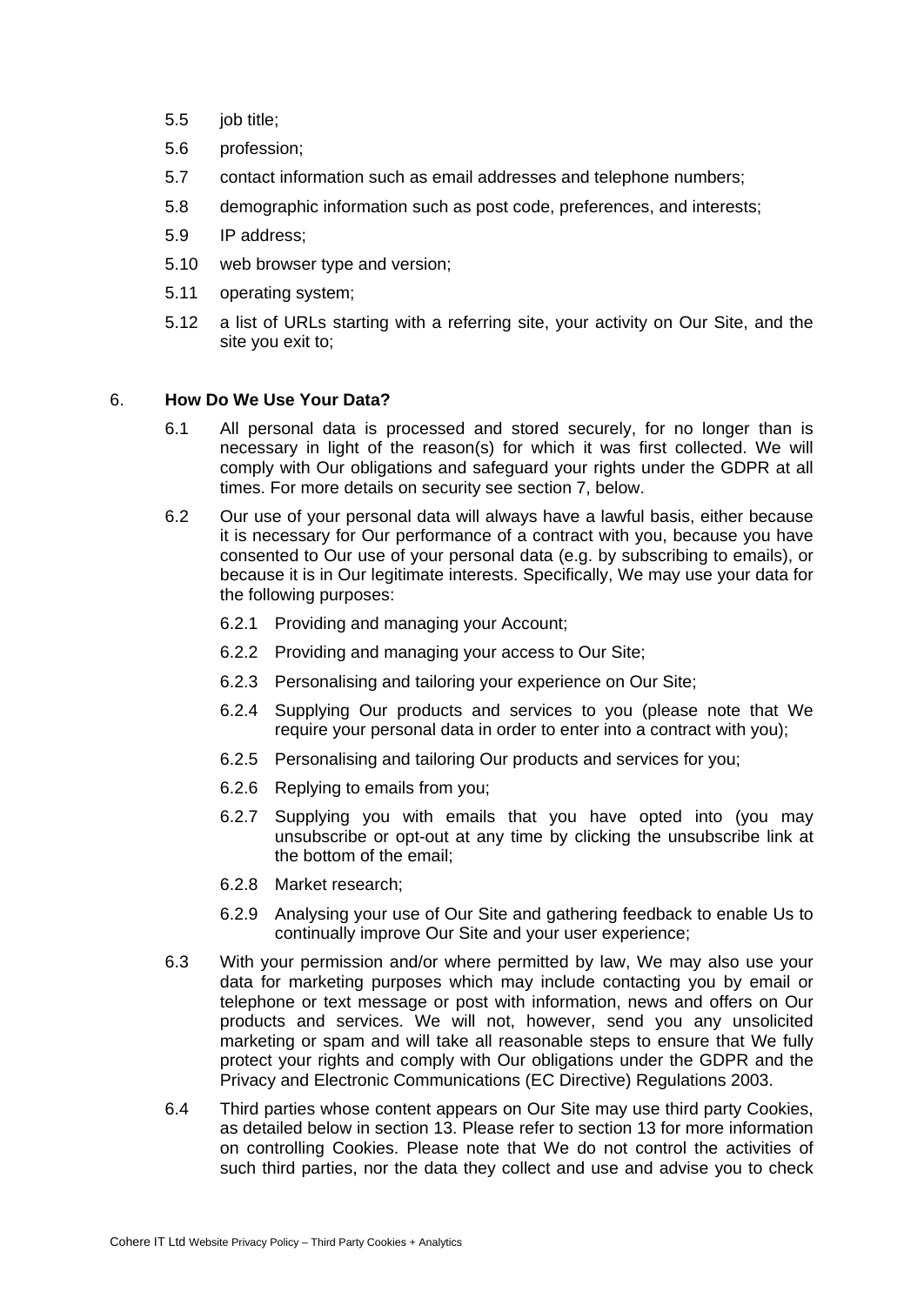5.5 job title;

5.6 profession;

5.7 contact information such as email addresses and telephone numbers;

5.8 demographic information such as post code, preferences, and interests;

5.9 IP address;

5.10 web browser type and version;

5.11 operating system;

5.12 a list of URLs starting with a referring site, your activity on Our Site, and the site you exit to;

## 6. **How Do We Use Your Data?**

6.1 All personal data is processed and stored securely, for no longer than is necessary in light of the reason(s) for which it was first collected. We will comply with Our obligations and safeguard your rights under the GDPR at all times. For more details on security see section 7, below.

6.2 Our use of your personal data will always have a lawful basis, either because it is necessary for Our performance of a contract with you, because you have consented to Our use of your personal data (e.g. by subscribing to emails), or because it is in Our legitimate interests. Specifically, We may use your data for the following purposes:

6.2.1 Providing and managing your Account;

6.2.2 Providing and managing your access to Our Site;

6.2.3 Personalising and tailoring your experience on Our Site;

6.2.4 Supplying Our products and services to you (please note that We require your personal data in order to enter into a contract with you);

6.2.5 Personalising and tailoring Our products and services for you;

6.2.6 Replying to emails from you;

6.2.7 Supplying you with emails that you have opted into (you may unsubscribe or opt-out at any time by clicking the unsubscribe link at the bottom of the email;

6.2.8 Market research;

6.2.9 Analysing your use of Our Site and gathering feedback to enable Us to continually improve Our Site and your user experience;

6.3 With your permission and/or where permitted by law, We may also use your data for marketing purposes which may include contacting you by email or telephone or text message or post with information, news and offers on Our products and services. We will not, however, send you any unsolicited marketing or spam and will take all reasonable steps to ensure that We fully protect your rights and comply with Our obligations under the GDPR and the Privacy and Electronic Communications (EC Directive) Regulations 2003.

6.4 Third parties whose content appears on Our Site may use third party Cookies, as detailed below in section 13. Please refer to section 13 for more information on controlling Cookies. Please note that We do not control the activities of such third parties, nor the data they collect and use and advise you to check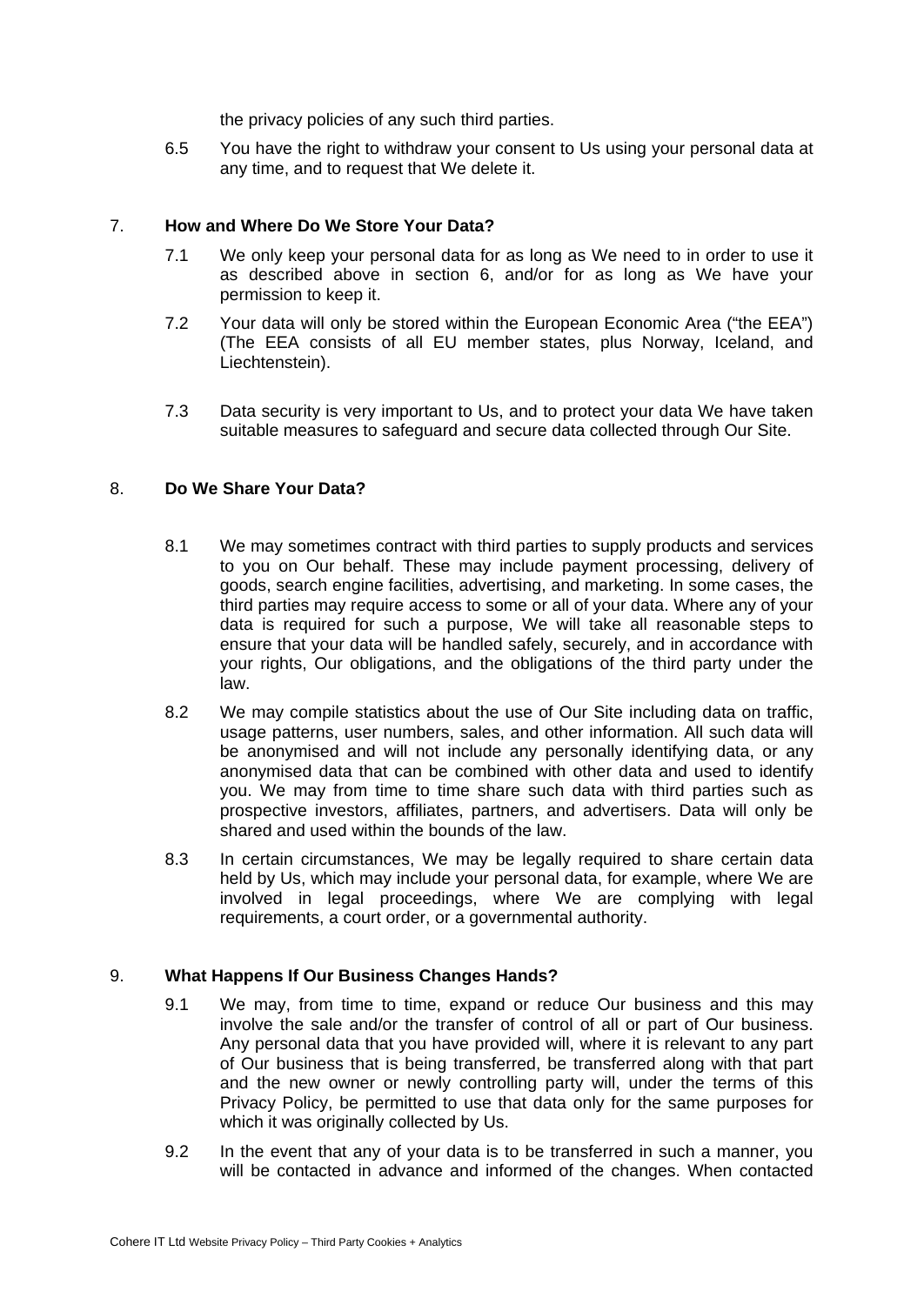the privacy policies of any such third parties.

6.5 You have the right to withdraw your consent to Us using your personal data at any time, and to request that We delete it.

## 7. How and Where Do We Store Your Data?

7.1 We only keep your personal data for as long as We need to in order to use it as described above in section 6, and/or for as long as We have your permission to keep it.

7.2 Your data will only be stored within the European Economic Area ("the EEA") (The EEA consists of all EU member states, plus Norway, Iceland, and Liechtenstein).

7.3 Data security is very important to Us, and to protect your data We have taken suitable measures to safeguard and secure data collected through Our Site.

## 8. Do We Share Your Data?

8.1 We may sometimes contract with third parties to supply products and services to you on Our behalf. These may include payment processing, delivery of goods, search engine facilities, advertising, and marketing. In some cases, the third parties may require access to some or all of your data. Where any of your data is required for such a purpose, We will take all reasonable steps to ensure that your data will be handled safely, securely, and in accordance with your rights, Our obligations, and the obligations of the third party under the law.

8.2 We may compile statistics about the use of Our Site including data on traffic, usage patterns, user numbers, sales, and other information. All such data will be anonymised and will not include any personally identifying data, or any anonymised data that can be combined with other data and used to identify you. We may from time to time share such data with third parties such as prospective investors, affiliates, partners, and advertisers. Data will only be shared and used within the bounds of the law.

8.3 In certain circumstances, We may be legally required to share certain data held by Us, which may include your personal data, for example, where We are involved in legal proceedings, where We are complying with legal requirements, a court order, or a governmental authority.

## 9. What Happens If Our Business Changes Hands?

9.1 We may, from time to time, expand or reduce Our business and this may involve the sale and/or the transfer of control of all or part of Our business. Any personal data that you have provided will, where it is relevant to any part of Our business that is being transferred, be transferred along with that part and the new owner or newly controlling party will, under the terms of this Privacy Policy, be permitted to use that data only for the same purposes for which it was originally collected by Us.

9.2 In the event that any of your data is to be transferred in such a manner, you will be contacted in advance and informed of the changes. When contacted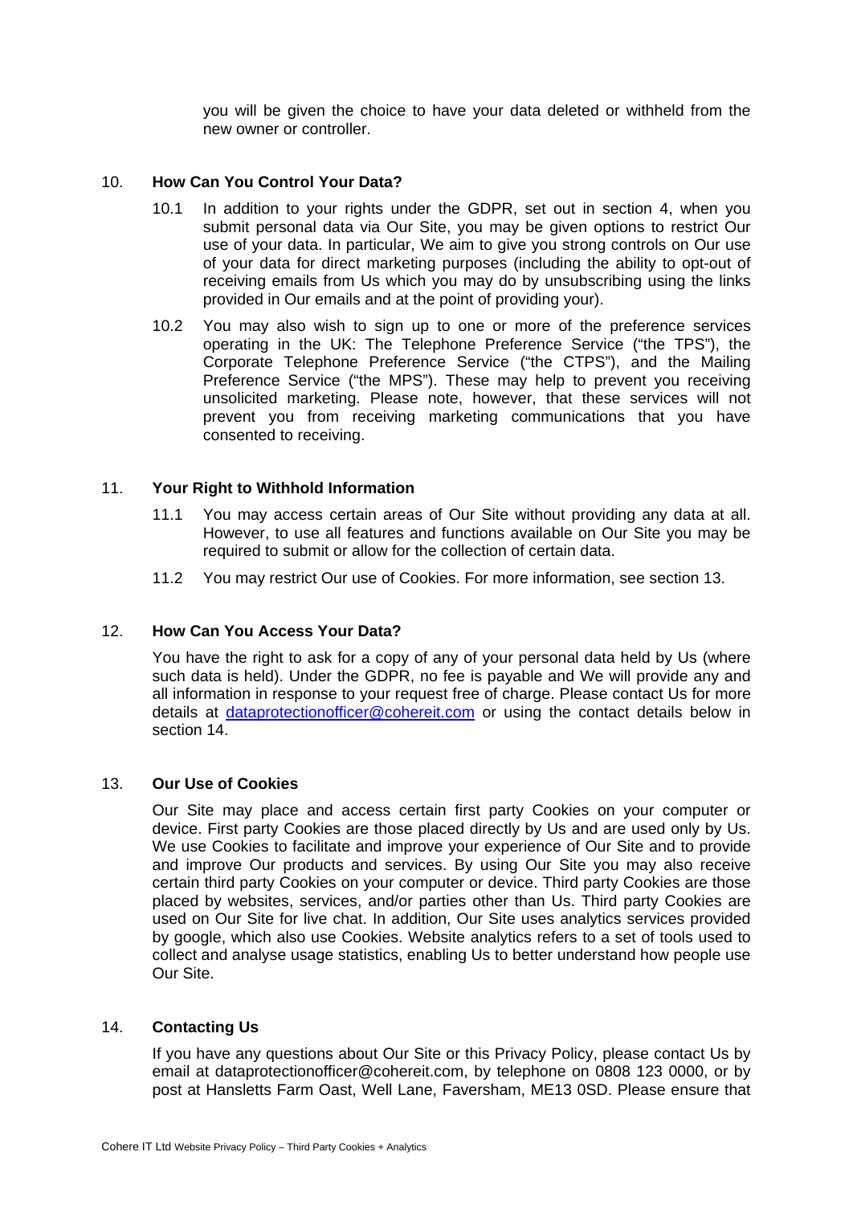you will be given the choice to have your data deleted or withheld from the new owner or controller.

## 10. How Can You Control Your Data?

10.1 In addition to your rights under the GDPR, set out in section 4, when you submit personal data via Our Site, you may be given options to restrict Our use of your data. In particular, We aim to give you strong controls on Our use of your data for direct marketing purposes (including the ability to opt-out of receiving emails from Us which you may do by unsubscribing using the links provided in Our emails and at the point of providing your).

10.2 You may also wish to sign up to one or more of the preference services operating in the UK: The Telephone Preference Service ("the TPS"), the Corporate Telephone Preference Service ("the CTPS"), and the Mailing Preference Service ("the MPS"). These may help to prevent you receiving unsolicited marketing. Please note, however, that these services will not prevent you from receiving marketing communications that you have consented to receiving.

## 11. Your Right to Withhold Information

11.1 You may access certain areas of Our Site without providing any data at all. However, to use all features and functions available on Our Site you may be required to submit or allow for the collection of certain data.

11.2 You may restrict Our use of Cookies. For more information, see section 13.

## 12. How Can You Access Your Data?

You have the right to ask for a copy of any of your personal data held by Us (where such data is held). Under the GDPR, no fee is payable and We will provide any and all information in response to your request free of charge. Please contact Us for more details at dataprotectionofficer@cohereit.com or using the contact details below in section 14.

## 13. Our Use of Cookies

Our Site may place and access certain first party Cookies on your computer or device. First party Cookies are those placed directly by Us and are used only by Us. We use Cookies to facilitate and improve your experience of Our Site and to provide and improve Our products and services. By using Our Site you may also receive certain third party Cookies on your computer or device. Third party Cookies are those placed by websites, services, and/or parties other than Us. Third party Cookies are used on Our Site for live chat. In addition, Our Site uses analytics services provided by google, which also use Cookies. Website analytics refers to a set of tools used to collect and analyse usage statistics, enabling Us to better understand how people use Our Site.

## 14. Contacting Us

If you have any questions about Our Site or this Privacy Policy, please contact Us by email at dataprotectionofficer@cohereit.com, by telephone on 0808 123 0000, or by post at Hansletts Farm Oast, Well Lane, Faversham, ME13 0SD. Please ensure that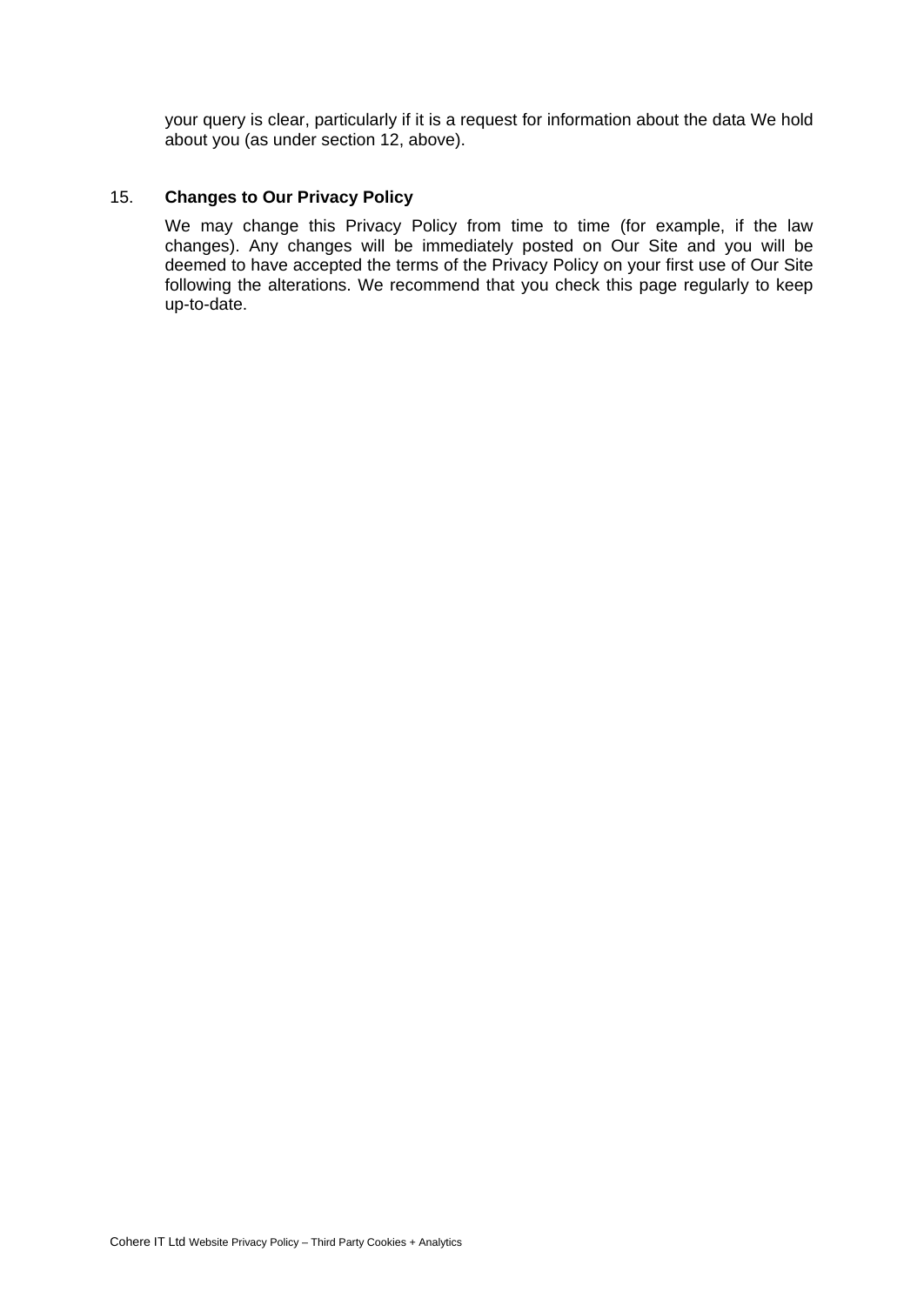your query is clear, particularly if it is a request for information about the data We hold about you (as under section 12, above).

15. **Changes to Our Privacy Policy**

We may change this Privacy Policy from time to time (for example, if the law changes). Any changes will be immediately posted on Our Site and you will be deemed to have accepted the terms of the Privacy Policy on your first use of Our Site following the alterations. We recommend that you check this page regularly to keep up-to-date.